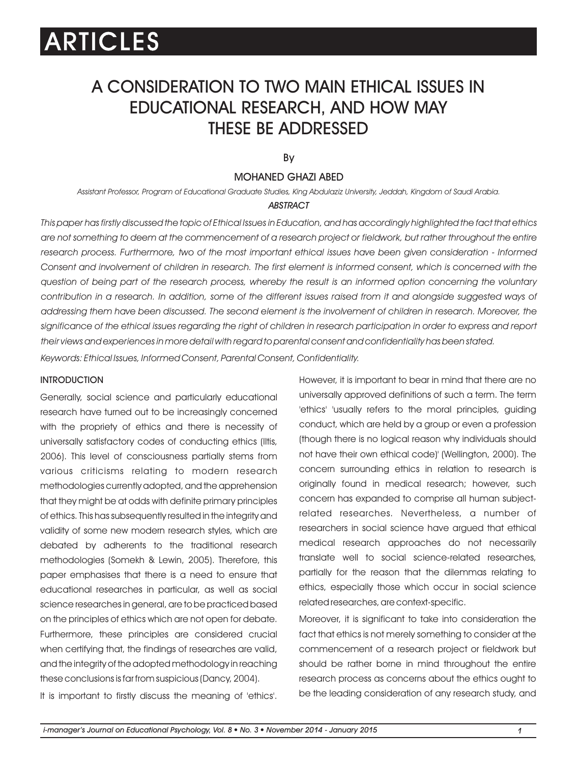# ARTICLES

# A CONSIDERATION TO TWO MAIN ETHICAL ISSUES IN EDUCATIONAL RESEARCH, AND HOW MAY THESE BE ADDRESSED

By

MOHANED GHAZI ABED

*Assistant Professor, Program of Educational Graduate Studies, King Abdulaziz University, Jeddah, Kingdom of Saudi Arabia.*

***ABSTRACT***

*This paper has firstly discussed the topic of Ethical Issues in Education, and has accordingly highlighted the fact that ethics are not something to deem at the commencement of a research project or fieldwork, but rather throughout the entire research process. Furthermore, two of the most important ethical issues have been given consideration - Informed Consent and involvement of children in research. The first element is informed consent, which is concerned with the question of being part of the research process, whereby the result is an informed option concerning the voluntary contribution in a research. In addition, some of the different issues raised from it and alongside suggested ways of addressing them have been discussed. The second element is the involvement of children in research. Moreover, the significance of the ethical issues regarding the right of children in research participation in order to express and report their views and experiences in more detail with regard to parental consent and confidentiality has been stated.*

*Keywords: Ethical Issues, Informed Consent, Parental Consent, Confidentiality.*

## INTRODUCTION

Generally, social science and particularly educational research have turned out to be increasingly concerned with the propriety of ethics and there is necessity of universally satisfactory codes of conducting ethics (Iltis, 2006). This level of consciousness partially stems from various criticisms relating to modern research methodologies currently adopted, and the apprehension that they might be at odds with definite primary principles of ethics. This has subsequently resulted in the integrity and validity of some new modern research styles, which are debated by adherents to the traditional research methodologies (Somekh & Lewin, 2005). Therefore, this paper emphasises that there is a need to ensure that educational researches in particular, as well as social science researches in general, are to be practiced based on the principles of ethics which are not open for debate. Furthermore, these principles are considered crucial when certifying that, the findings of researches are valid, and the integrity of the adopted methodology in reaching these conclusions is far from suspicious (Dancy, 2004).

It is important to firstly discuss the meaning of 'ethics'. However, it is important to bear in mind that there are no universally approved definitions of such a term. The term 'ethics' 'usually refers to the moral principles, guiding conduct, which are held by a group or even a profession (though there is no logical reason why individuals should not have their own ethical code)' (Wellington, 2000). The concern surrounding ethics in relation to research is originally found in medical research; however, such concern has expanded to comprise all human subject-related researches. Nevertheless, a number of researchers in social science have argued that ethical medical research approaches do not necessarily translate well to social science-related researches, partially for the reason that the dilemmas relating to ethics, especially those which occur in social science related researches, are context-specific.

Moreover, it is significant to take into consideration the fact that ethics is not merely something to consider at the commencement of a research project or fieldwork but should be rather borne in mind throughout the entire research process as concerns about the ethics ought to be the leading consideration of any research study, and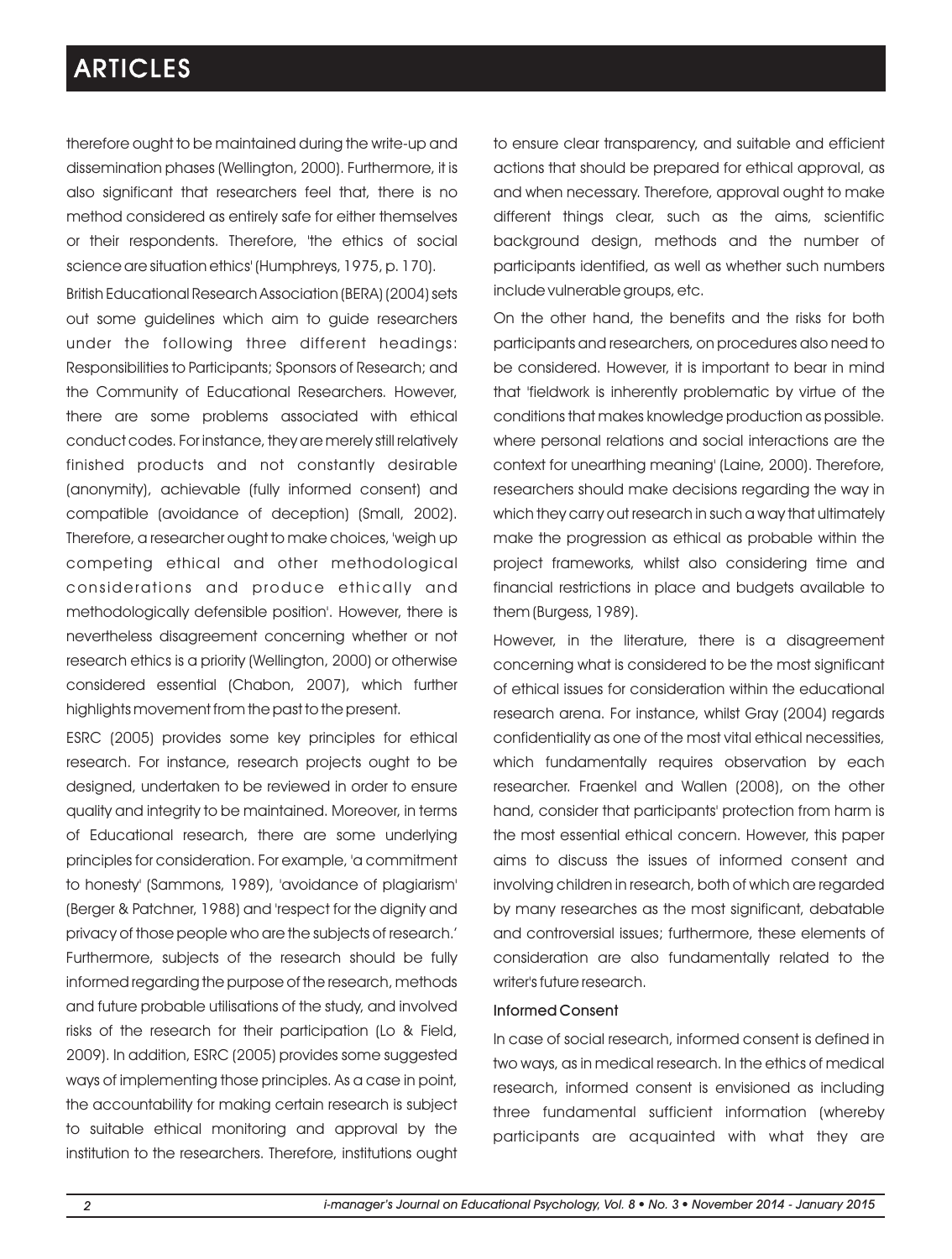therefore ought to be maintained during the write-up and dissemination phases (Wellington, 2000). Furthermore, it is also significant that researchers feel that, there is no method considered as entirely safe for either themselves or their respondents. Therefore, 'the ethics of social science are situation ethics' (Humphreys, 1975, p. 170).

British Educational Research Association (BERA) (2004) sets out some guidelines which aim to guide researchers under the following three different headings: Responsibilities to Participants; Sponsors of Research; and the Community of Educational Researchers. However, there are some problems associated with ethical conduct codes. For instance, they are merely still relatively finished products and not constantly desirable (anonymity), achievable (fully informed consent) and compatible (avoidance of deception) (Small, 2002). Therefore, a researcher ought to make choices, 'weigh up competing ethical and other methodological considerations and produce ethically and methodologically defensible position'. However, there is nevertheless disagreement concerning whether or not research ethics is a priority (Wellington, 2000) or otherwise considered essential (Chabon, 2007), which further highlights movement from the past to the present.

ESRC (2005) provides some key principles for ethical research. For instance, research projects ought to be designed, undertaken to be reviewed in order to ensure quality and integrity to be maintained. Moreover, in terms of Educational research, there are some underlying principles for consideration. For example, 'a commitment to honesty' (Sammons, 1989), 'avoidance of plagiarism' (Berger & Patchner, 1988) and 'respect for the dignity and privacy of those people who are the subjects of research.' Furthermore, subjects of the research should be fully informed regarding the purpose of the research, methods and future probable utilisations of the study, and involved risks of the research for their participation (Lo & Field, 2009). In addition, ESRC (2005) provides some suggested ways of implementing those principles. As a case in point, the accountability for making certain research is subject to suitable ethical monitoring and approval by the institution to the researchers. Therefore, institutions ought to ensure clear transparency, and suitable and efficient actions that should be prepared for ethical approval, as and when necessary. Therefore, approval ought to make different things clear, such as the aims, scientific background design, methods and the number of participants identified, as well as whether such numbers include vulnerable groups, etc.

On the other hand, the benefits and the risks for both participants and researchers, on procedures also need to be considered. However, it is important to bear in mind that 'fieldwork is inherently problematic by virtue of the conditions that makes knowledge production as possible. where personal relations and social interactions are the context for unearthing meaning' (Laine, 2000). Therefore, researchers should make decisions regarding the way in which they carry out research in such a way that ultimately make the progression as ethical as probable within the project frameworks, whilst also considering time and financial restrictions in place and budgets available to them (Burgess, 1989).

However, in the literature, there is a disagreement concerning what is considered to be the most significant of ethical issues for consideration within the educational research arena. For instance, whilst Gray (2004) regards confidentiality as one of the most vital ethical necessities, which fundamentally requires observation by each researcher. Fraenkel and Wallen (2008), on the other hand, consider that participants' protection from harm is the most essential ethical concern. However, this paper aims to discuss the issues of informed consent and involving children in research, both of which are regarded by many researches as the most significant, debatable and controversial issues; furthermore, these elements of consideration are also fundamentally related to the writer's future research.

### Informed Consent

In case of social research, informed consent is defined in two ways, as in medical research. In the ethics of medical research, informed consent is envisioned as including three fundamental sufficient information (whereby participants are acquainted with what they are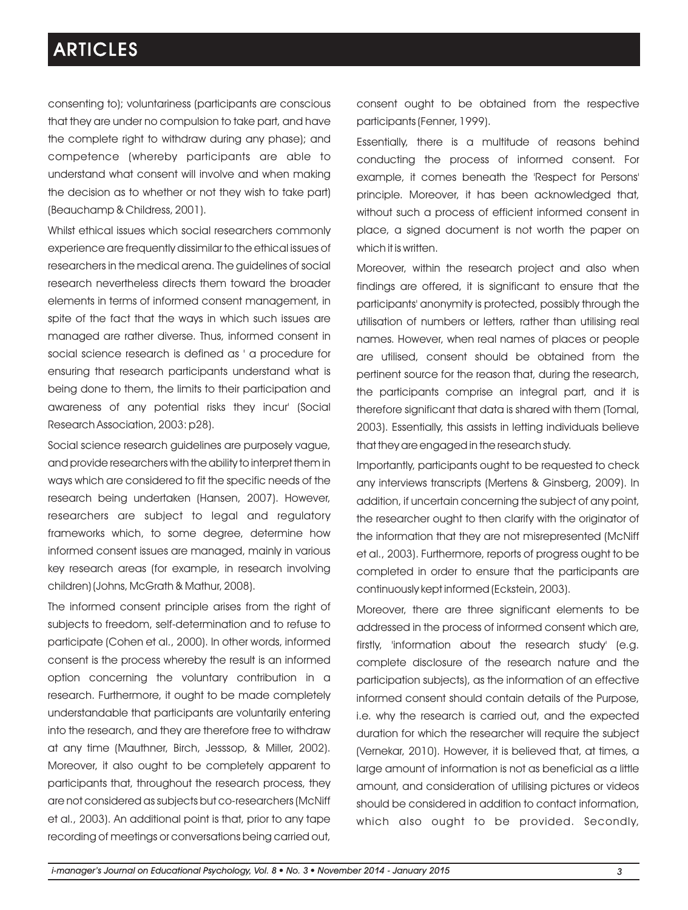consenting to); voluntariness (participants are conscious that they are under no compulsion to take part, and have the complete right to withdraw during any phase); and competence (whereby participants are able to understand what consent will involve and when making the decision as to whether or not they wish to take part) (Beauchamp & Childress, 2001).

Whilst ethical issues which social researchers commonly experience are frequently dissimilar to the ethical issues of researchers in the medical arena. The guidelines of social research nevertheless directs them toward the broader elements in terms of informed consent management, in spite of the fact that the ways in which such issues are managed are rather diverse. Thus, informed consent in social science research is defined as ' a procedure for ensuring that research participants understand what is being done to them, the limits to their participation and awareness of any potential risks they incur' (Social Research Association, 2003: p28).

Social science research guidelines are purposely vague, and provide researchers with the ability to interpret them in ways which are considered to fit the specific needs of the research being undertaken (Hansen, 2007). However, researchers are subject to legal and regulatory frameworks which, to some degree, determine how informed consent issues are managed, mainly in various key research areas (for example, in research involving children) (Johns, McGrath & Mathur, 2008).

The informed consent principle arises from the right of subjects to freedom, self-determination and to refuse to participate (Cohen et al., 2000). In other words, informed consent is the process whereby the result is an informed option concerning the voluntary contribution in a research. Furthermore, it ought to be made completely understandable that participants are voluntarily entering into the research, and they are therefore free to withdraw at any time (Mauthner, Birch, Jesssop, & Miller, 2002). Moreover, it also ought to be completely apparent to participants that, throughout the research process, they are not considered as subjects but co-researchers (McNiff et al., 2003). An additional point is that, prior to any tape recording of meetings or conversations being carried out, consent ought to be obtained from the respective participants (Fenner, 1999).

Essentially, there is a multitude of reasons behind conducting the process of informed consent. For example, it comes beneath the 'Respect for Persons' principle. Moreover, it has been acknowledged that, without such a process of efficient informed consent in place, a signed document is not worth the paper on which it is written.

Moreover, within the research project and also when findings are offered, it is significant to ensure that the participants' anonymity is protected, possibly through the utilisation of numbers or letters, rather than utilising real names. However, when real names of places or people are utilised, consent should be obtained from the pertinent source for the reason that, during the research, the participants comprise an integral part, and it is therefore significant that data is shared with them (Tomal, 2003). Essentially, this assists in letting individuals believe that they are engaged in the research study.

Importantly, participants ought to be requested to check any interviews transcripts (Mertens & Ginsberg, 2009). In addition, if uncertain concerning the subject of any point, the researcher ought to then clarify with the originator of the information that they are not misrepresented (McNiff et al., 2003). Furthermore, reports of progress ought to be completed in order to ensure that the participants are continuously kept informed (Eckstein, 2003).

Moreover, there are three significant elements to be addressed in the process of informed consent which are, firstly, 'information about the research study' (e.g. complete disclosure of the research nature and the participation subjects), as the information of an effective informed consent should contain details of the Purpose, i.e. why the research is carried out, and the expected duration for which the researcher will require the subject (Vernekar, 2010). However, it is believed that, at times, a large amount of information is not as beneficial as a little amount, and consideration of utilising pictures or videos should be considered in addition to contact information, which also ought to be provided. Secondly,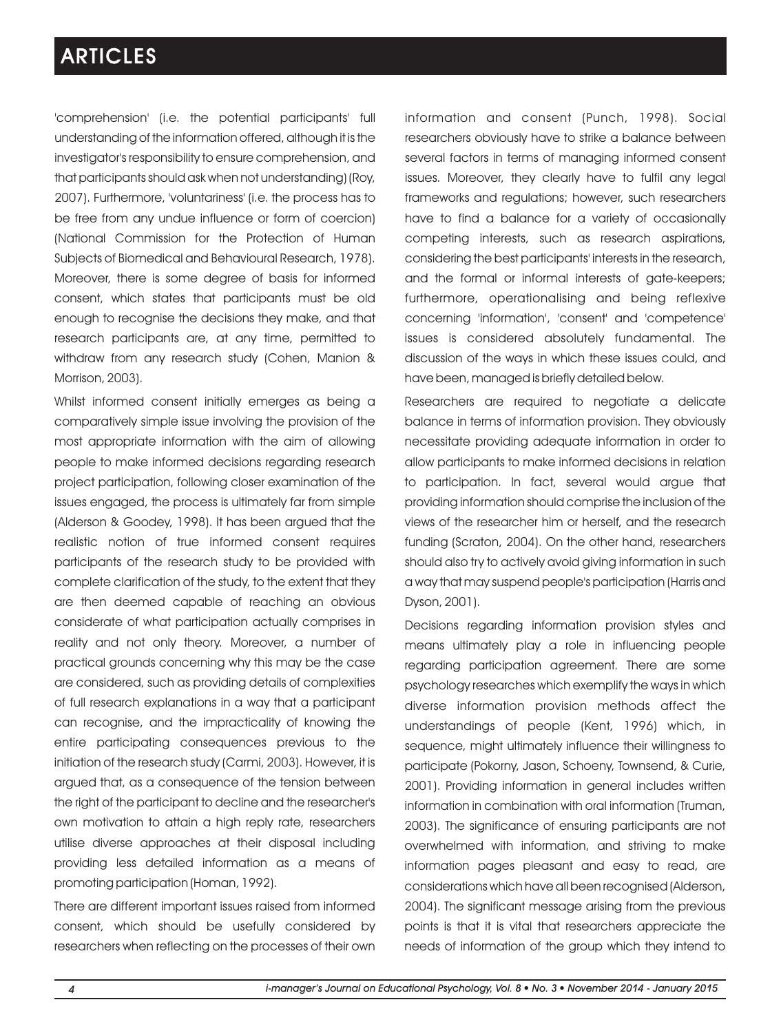'comprehension' (i.e. the potential participants' full understanding of the information offered, although it is the investigator's responsibility to ensure comprehension, and that participants should ask when not understanding) (Roy, 2007). Furthermore, 'voluntariness' (i.e. the process has to be free from any undue influence or form of coercion) (National Commission for the Protection of Human Subjects of Biomedical and Behavioural Research, 1978). Moreover, there is some degree of basis for informed consent, which states that participants must be old enough to recognise the decisions they make, and that research participants are, at any time, permitted to withdraw from any research study (Cohen, Manion & Morrison, 2003).

Whilst informed consent initially emerges as being a comparatively simple issue involving the provision of the most appropriate information with the aim of allowing people to make informed decisions regarding research project participation, following closer examination of the issues engaged, the process is ultimately far from simple (Alderson & Goodey, 1998). It has been argued that the realistic notion of true informed consent requires participants of the research study to be provided with complete clarification of the study, to the extent that they are then deemed capable of reaching an obvious considerate of what participation actually comprises in reality and not only theory. Moreover, a number of practical grounds concerning why this may be the case are considered, such as providing details of complexities of full research explanations in a way that a participant can recognise, and the impracticality of knowing the entire participating consequences previous to the initiation of the research study (Carmi, 2003). However, it is argued that, as a consequence of the tension between the right of the participant to decline and the researcher's own motivation to attain a high reply rate, researchers utilise diverse approaches at their disposal including providing less detailed information as a means of promoting participation (Homan, 1992).

There are different important issues raised from informed consent, which should be usefully considered by researchers when reflecting on the processes of their own information and consent (Punch, 1998). Social researchers obviously have to strike a balance between several factors in terms of managing informed consent issues. Moreover, they clearly have to fulfil any legal frameworks and regulations; however, such researchers have to find a balance for a variety of occasionally competing interests, such as research aspirations, considering the best participants' interests in the research, and the formal or informal interests of gate-keepers; furthermore, operationalising and being reflexive concerning 'information', 'consent' and 'competence' issues is considered absolutely fundamental. The discussion of the ways in which these issues could, and have been, managed is briefly detailed below.

Researchers are required to negotiate a delicate balance in terms of information provision. They obviously necessitate providing adequate information in order to allow participants to make informed decisions in relation to participation. In fact, several would argue that providing information should comprise the inclusion of the views of the researcher him or herself, and the research funding (Scraton, 2004). On the other hand, researchers should also try to actively avoid giving information in such a way that may suspend people's participation (Harris and Dyson, 2001).

Decisions regarding information provision styles and means ultimately play a role in influencing people regarding participation agreement. There are some psychology researches which exemplify the ways in which diverse information provision methods affect the understandings of people (Kent, 1996) which, in sequence, might ultimately influence their willingness to participate (Pokorny, Jason, Schoeny, Townsend, & Curie, 2001). Providing information in general includes written information in combination with oral information (Truman, 2003). The significance of ensuring participants are not overwhelmed with information, and striving to make information pages pleasant and easy to read, are considerations which have all been recognised (Alderson, 2004). The significant message arising from the previous points is that it is vital that researchers appreciate the needs of information of the group which they intend to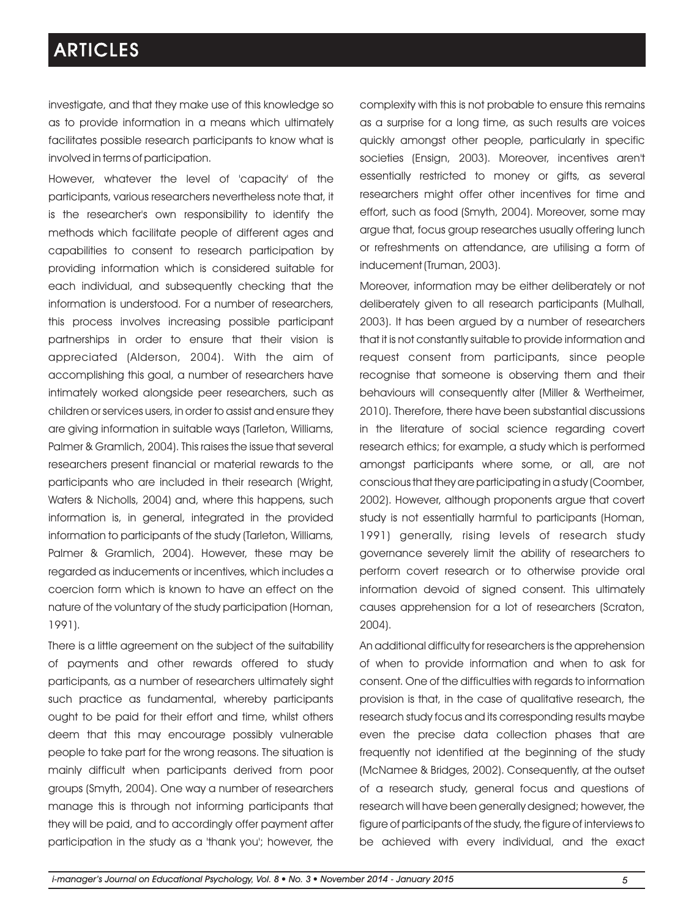investigate, and that they make use of this knowledge so as to provide information in a means which ultimately facilitates possible research participants to know what is involved in terms of participation.

However, whatever the level of 'capacity' of the participants, various researchers nevertheless note that, it is the researcher's own responsibility to identify the methods which facilitate people of different ages and capabilities to consent to research participation by providing information which is considered suitable for each individual, and subsequently checking that the information is understood. For a number of researchers, this process involves increasing possible participant partnerships in order to ensure that their vision is appreciated (Alderson, 2004). With the aim of accomplishing this goal, a number of researchers have intimately worked alongside peer researchers, such as children or services users, in order to assist and ensure they are giving information in suitable ways (Tarleton, Williams, Palmer & Gramlich, 2004). This raises the issue that several researchers present financial or material rewards to the participants who are included in their research (Wright, Waters & Nicholls, 2004) and, where this happens, such information is, in general, integrated in the provided information to participants of the study (Tarleton, Williams, Palmer & Gramlich, 2004). However, these may be regarded as inducements or incentives, which includes a coercion form which is known to have an effect on the nature of the voluntary of the study participation (Homan, 1991).

There is a little agreement on the subject of the suitability of payments and other rewards offered to study participants, as a number of researchers ultimately sight such practice as fundamental, whereby participants ought to be paid for their effort and time, whilst others deem that this may encourage possibly vulnerable people to take part for the wrong reasons. The situation is mainly difficult when participants derived from poor groups (Smyth, 2004). One way a number of researchers manage this is through not informing participants that they will be paid, and to accordingly offer payment after participation in the study as a 'thank you'; however, the complexity with this is not probable to ensure this remains as a surprise for a long time, as such results are voices quickly amongst other people, particularly in specific societies (Ensign, 2003). Moreover, incentives aren't essentially restricted to money or gifts, as several researchers might offer other incentives for time and effort, such as food (Smyth, 2004). Moreover, some may argue that, focus group researches usually offering lunch or refreshments on attendance, are utilising a form of inducement (Truman, 2003).

Moreover, information may be either deliberately or not deliberately given to all research participants (Mulhall, 2003). It has been argued by a number of researchers that it is not constantly suitable to provide information and request consent from participants, since people recognise that someone is observing them and their behaviours will consequently alter (Miller & Wertheimer, 2010). Therefore, there have been substantial discussions in the literature of social science regarding covert research ethics; for example, a study which is performed amongst participants where some, or all, are not conscious that they are participating in a study (Coomber, 2002). However, although proponents argue that covert study is not essentially harmful to participants (Homan, 1991) generally, rising levels of research study governance severely limit the ability of researchers to perform covert research or to otherwise provide oral information devoid of signed consent. This ultimately causes apprehension for a lot of researchers (Scraton, 2004).

An additional difficulty for researchers is the apprehension of when to provide information and when to ask for consent. One of the difficulties with regards to information provision is that, in the case of qualitative research, the research study focus and its corresponding results maybe even the precise data collection phases that are frequently not identified at the beginning of the study (McNamee & Bridges, 2002). Consequently, at the outset of a research study, general focus and questions of research will have been generally designed; however, the figure of participants of the study, the figure of interviews to be achieved with every individual, and the exact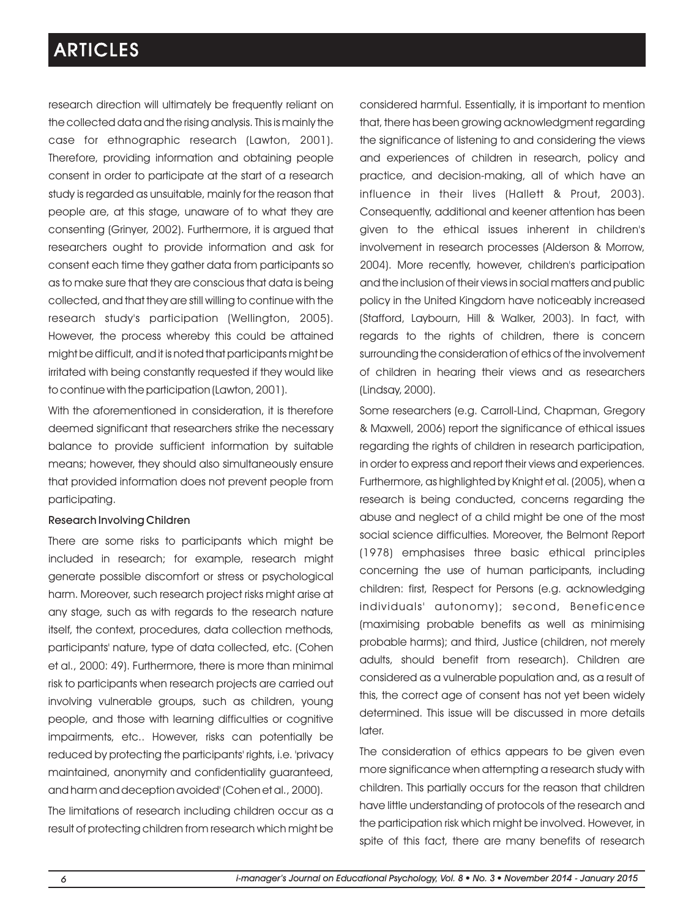research direction will ultimately be frequently reliant on the collected data and the rising analysis. This is mainly the case for ethnographic research (Lawton, 2001). Therefore, providing information and obtaining people consent in order to participate at the start of a research study is regarded as unsuitable, mainly for the reason that people are, at this stage, unaware of to what they are consenting (Grinyer, 2002). Furthermore, it is argued that researchers ought to provide information and ask for consent each time they gather data from participants so as to make sure that they are conscious that data is being collected, and that they are still willing to continue with the research study's participation (Wellington, 2005). However, the process whereby this could be attained might be difficult, and it is noted that participants might be irritated with being constantly requested if they would like to continue with the participation (Lawton, 2001).

With the aforementioned in consideration, it is therefore deemed significant that researchers strike the necessary balance to provide sufficient information by suitable means; however, they should also simultaneously ensure that provided information does not prevent people from participating.

### Research Involving Children

There are some risks to participants which might be included in research; for example, research might generate possible discomfort or stress or psychological harm. Moreover, such research project risks might arise at any stage, such as with regards to the research nature itself, the context, procedures, data collection methods, participants' nature, type of data collected, etc. (Cohen et al., 2000: 49). Furthermore, there is more than minimal risk to participants when research projects are carried out involving vulnerable groups, such as children, young people, and those with learning difficulties or cognitive impairments, etc.. However, risks can potentially be reduced by protecting the participants' rights, i.e. 'privacy maintained, anonymity and confidentiality guaranteed, and harm and deception avoided' (Cohen et al., 2000).

The limitations of research including children occur as a result of protecting children from research which might be considered harmful. Essentially, it is important to mention that, there has been growing acknowledgment regarding the significance of listening to and considering the views and experiences of children in research, policy and practice, and decision-making, all of which have an influence in their lives (Hallett & Prout, 2003). Consequently, additional and keener attention has been given to the ethical issues inherent in children's involvement in research processes (Alderson & Morrow, 2004). More recently, however, children's participation and the inclusion of their views in social matters and public policy in the United Kingdom have noticeably increased (Stafford, Laybourn, Hill & Walker, 2003). In fact, with regards to the rights of children, there is concern surrounding the consideration of ethics of the involvement of children in hearing their views and as researchers (Lindsay, 2000).

Some researchers (e.g. Carroll-Lind, Chapman, Gregory & Maxwell, 2006) report the significance of ethical issues regarding the rights of children in research participation, in order to express and report their views and experiences. Furthermore, as highlighted by Knight et al. (2005), when a research is being conducted, concerns regarding the abuse and neglect of a child might be one of the most social science difficulties. Moreover, the Belmont Report (1978) emphasises three basic ethical principles concerning the use of human participants, including children: first, Respect for Persons (e.g. acknowledging individuals' autonomy); second, Beneficence (maximising probable benefits as well as minimising probable harms); and third, Justice (children, not merely adults, should benefit from research). Children are considered as a vulnerable population and, as a result of this, the correct age of consent has not yet been widely determined. This issue will be discussed in more details later.

The consideration of ethics appears to be given even more significance when attempting a research study with children. This partially occurs for the reason that children have little understanding of protocols of the research and the participation risk which might be involved. However, in spite of this fact, there are many benefits of research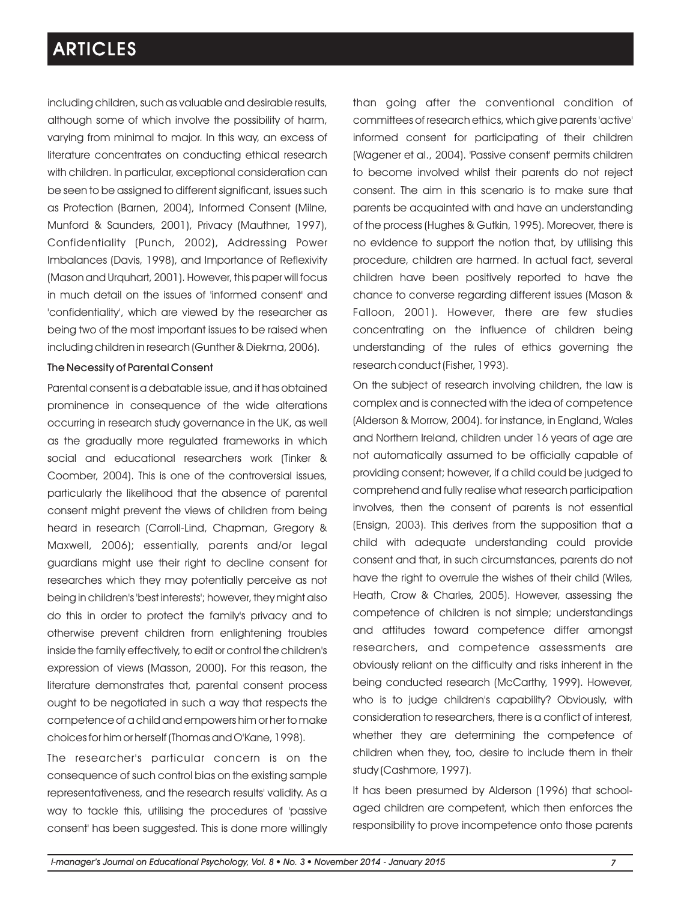including children, such as valuable and desirable results, although some of which involve the possibility of harm, varying from minimal to major. In this way, an excess of literature concentrates on conducting ethical research with children. In particular, exceptional consideration can be seen to be assigned to different significant, issues such as Protection (Barnen, 2004), Informed Consent (Milne, Munford & Saunders, 2001), Privacy (Mauthner, 1997), Confidentiality (Punch, 2002), Addressing Power Imbalances (Davis, 1998), and Importance of Reflexivity (Mason and Urquhart, 2001). However, this paper will focus in much detail on the issues of 'informed consent' and 'confidentiality', which are viewed by the researcher as being two of the most important issues to be raised when including children in research (Gunther & Diekma, 2006).

### The Necessity of Parental Consent

Parental consent is a debatable issue, and it has obtained prominence in consequence of the wide alterations occurring in research study governance in the UK, as well as the gradually more regulated frameworks in which social and educational researchers work (Tinker & Coomber, 2004). This is one of the controversial issues, particularly the likelihood that the absence of parental consent might prevent the views of children from being heard in research (Carroll-Lind, Chapman, Gregory & Maxwell, 2006); essentially, parents and/or legal guardians might use their right to decline consent for researches which they may potentially perceive as not being in children's 'best interests'; however, they might also do this in order to protect the family's privacy and to otherwise prevent children from enlightening troubles inside the family effectively, to edit or control the children's expression of views (Masson, 2000). For this reason, the literature demonstrates that, parental consent process ought to be negotiated in such a way that respects the competence of a child and empowers him or her to make choices for him or herself (Thomas and O'Kane, 1998).

The researcher's particular concern is on the consequence of such control bias on the existing sample representativeness, and the research results' validity. As a way to tackle this, utilising the procedures of 'passive consent' has been suggested. This is done more willingly than going after the conventional condition of committees of research ethics, which give parents 'active' informed consent for participating of their children (Wagener et al., 2004). 'Passive consent' permits children to become involved whilst their parents do not reject consent. The aim in this scenario is to make sure that parents be acquainted with and have an understanding of the process (Hughes & Gutkin, 1995). Moreover, there is no evidence to support the notion that, by utilising this procedure, children are harmed. In actual fact, several children have been positively reported to have the chance to converse regarding different issues (Mason & Falloon, 2001). However, there are few studies concentrating on the influence of children being understanding of the rules of ethics governing the research conduct (Fisher, 1993).

On the subject of research involving children, the law is complex and is connected with the idea of competence (Alderson & Morrow, 2004). for instance, in England, Wales and Northern Ireland, children under 16 years of age are not automatically assumed to be officially capable of providing consent; however, if a child could be judged to comprehend and fully realise what research participation involves, then the consent of parents is not essential (Ensign, 2003). This derives from the supposition that a child with adequate understanding could provide consent and that, in such circumstances, parents do not have the right to overrule the wishes of their child (Wiles, Heath, Crow & Charles, 2005). However, assessing the competence of children is not simple; understandings and attitudes toward competence differ amongst researchers, and competence assessments are obviously reliant on the difficulty and risks inherent in the being conducted research (McCarthy, 1999). However, who is to judge children's capability? Obviously, with consideration to researchers, there is a conflict of interest, whether they are determining the competence of children when they, too, desire to include them in their study (Cashmore, 1997).

It has been presumed by Alderson (1996) that school-aged children are competent, which then enforces the responsibility to prove incompetence onto those parents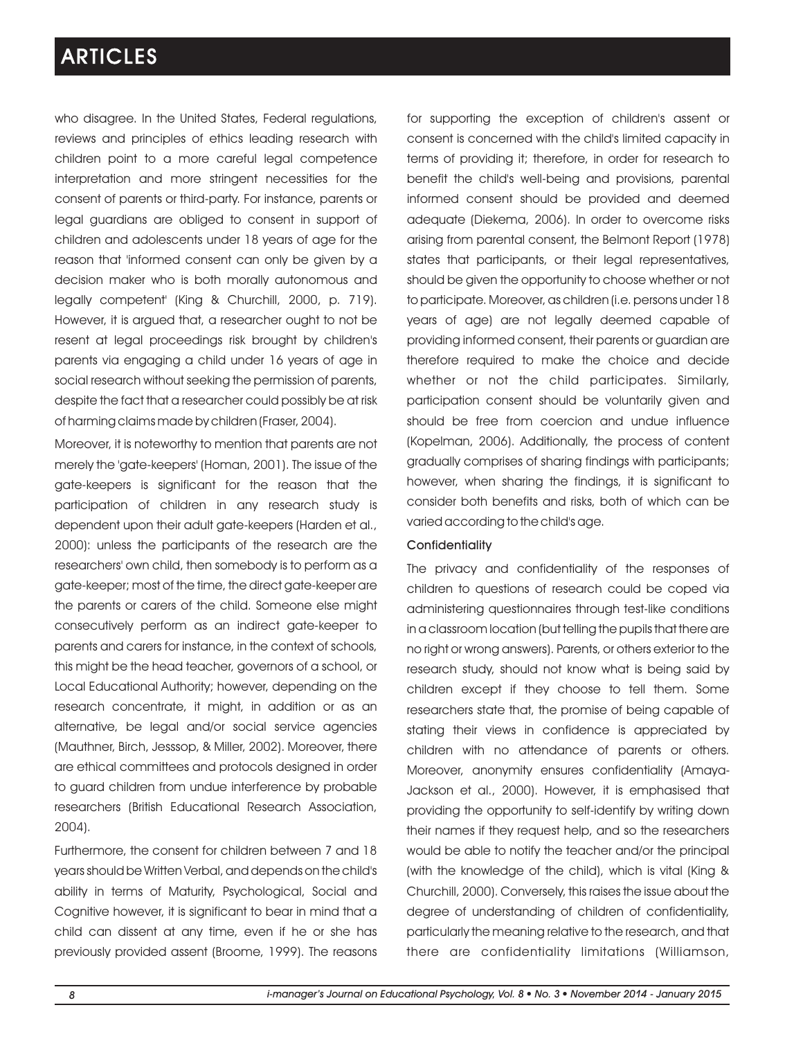who disagree. In the United States, Federal regulations, reviews and principles of ethics leading research with children point to a more careful legal competence interpretation and more stringent necessities for the consent of parents or third-party. For instance, parents or legal guardians are obliged to consent in support of children and adolescents under 18 years of age for the reason that 'informed consent can only be given by a decision maker who is both morally autonomous and legally competent' (King & Churchill, 2000, p. 719). However, it is argued that, a researcher ought to not be resent at legal proceedings risk brought by children's parents via engaging a child under 16 years of age in social research without seeking the permission of parents, despite the fact that a researcher could possibly be at risk of harming claims made by children (Fraser, 2004).

Moreover, it is noteworthy to mention that parents are not merely the 'gate-keepers' (Homan, 2001). The issue of the gate-keepers is significant for the reason that the participation of children in any research study is dependent upon their adult gate-keepers (Harden et al., 2000): unless the participants of the research are the researchers' own child, then somebody is to perform as a gate-keeper; most of the time, the direct gate-keeper are the parents or carers of the child. Someone else might consecutively perform as an indirect gate-keeper to parents and carers for instance, in the context of schools, this might be the head teacher, governors of a school, or Local Educational Authority; however, depending on the research concentrate, it might, in addition or as an alternative, be legal and/or social service agencies (Mauthner, Birch, Jesssop, & Miller, 2002). Moreover, there are ethical committees and protocols designed in order to guard children from undue interference by probable researchers (British Educational Research Association, 2004).

Furthermore, the consent for children between 7 and 18 years should be Written Verbal, and depends on the child's ability in terms of Maturity, Psychological, Social and Cognitive however, it is significant to bear in mind that a child can dissent at any time, even if he or she has previously provided assent (Broome, 1999). The reasons for supporting the exception of children's assent or consent is concerned with the child's limited capacity in terms of providing it; therefore, in order for research to benefit the child's well-being and provisions, parental informed consent should be provided and deemed adequate (Diekema, 2006). In order to overcome risks arising from parental consent, the Belmont Report (1978) states that participants, or their legal representatives, should be given the opportunity to choose whether or not to participate. Moreover, as children (i.e. persons under 18 years of age) are not legally deemed capable of providing informed consent, their parents or guardian are therefore required to make the choice and decide whether or not the child participates. Similarly, participation consent should be voluntarily given and should be free from coercion and undue influence (Kopelman, 2006). Additionally, the process of content gradually comprises of sharing findings with participants; however, when sharing the findings, it is significant to consider both benefits and risks, both of which can be varied according to the child's age.

### Confidentiality

The privacy and confidentiality of the responses of children to questions of research could be coped via administering questionnaires through test-like conditions in a classroom location (but telling the pupils that there are no right or wrong answers). Parents, or others exterior to the research study, should not know what is being said by children except if they choose to tell them. Some researchers state that, the promise of being capable of stating their views in confidence is appreciated by children with no attendance of parents or others. Moreover, anonymity ensures confidentiality (Amaya-Jackson et al., 2000). However, it is emphasised that providing the opportunity to self-identify by writing down their names if they request help, and so the researchers would be able to notify the teacher and/or the principal (with the knowledge of the child), which is vital (King & Churchill, 2000). Conversely, this raises the issue about the degree of understanding of children of confidentiality, particularly the meaning relative to the research, and that there are confidentiality limitations (Williamson,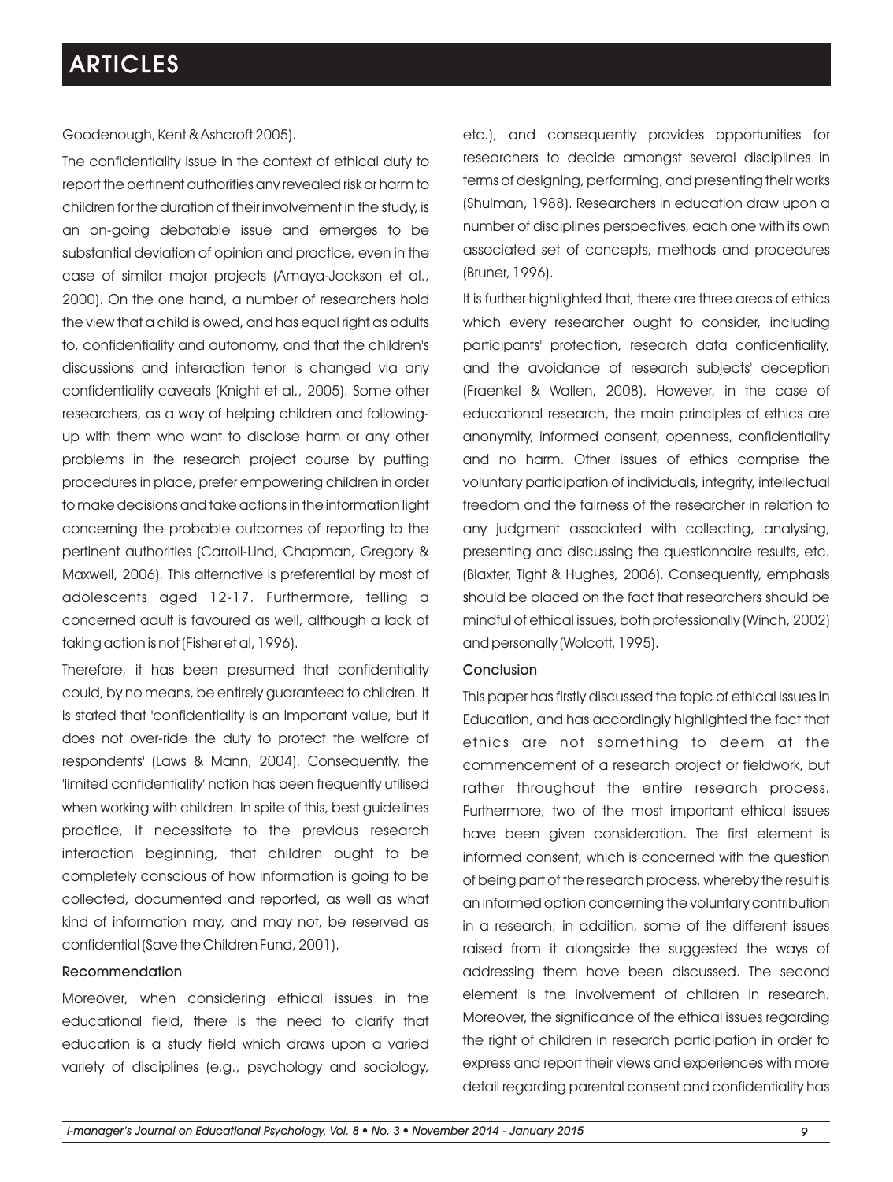Goodenough, Kent & Ashcroft 2005).

The confidentiality issue in the context of ethical duty to report the pertinent authorities any revealed risk or harm to children for the duration of their involvement in the study, is an on-going debatable issue and emerges to be substantial deviation of opinion and practice, even in the case of similar major projects (Amaya-Jackson et al., 2000). On the one hand, a number of researchers hold the view that a child is owed, and has equal right as adults to, confidentiality and autonomy, and that the children's discussions and interaction tenor is changed via any confidentiality caveats (Knight et al., 2005). Some other researchers, as a way of helping children and following-up with them who want to disclose harm or any other problems in the research project course by putting procedures in place, prefer empowering children in order to make decisions and take actions in the information light concerning the probable outcomes of reporting to the pertinent authorities (Carroll-Lind, Chapman, Gregory & Maxwell, 2006). This alternative is preferential by most of adolescents aged 12-17. Furthermore, telling a concerned adult is favoured as well, although a lack of taking action is not (Fisher et al, 1996).

Therefore, it has been presumed that confidentiality could, by no means, be entirely guaranteed to children. It is stated that 'confidentiality is an important value, but it does not over-ride the duty to protect the welfare of respondents' (Laws & Mann, 2004). Consequently, the 'limited confidentiality' notion has been frequently utilised when working with children. In spite of this, best guidelines practice, it necessitate to the previous research interaction beginning, that children ought to be completely conscious of how information is going to be collected, documented and reported, as well as what kind of information may, and may not, be reserved as confidential (Save the Children Fund, 2001).

## Recommendation

Moreover, when considering ethical issues in the educational field, there is the need to clarify that education is a study field which draws upon a varied variety of disciplines (e.g., psychology and sociology, etc.), and consequently provides opportunities for researchers to decide amongst several disciplines in terms of designing, performing, and presenting their works (Shulman, 1988). Researchers in education draw upon a number of disciplines perspectives, each one with its own associated set of concepts, methods and procedures (Bruner, 1996).

It is further highlighted that, there are three areas of ethics which every researcher ought to consider, including participants' protection, research data confidentiality, and the avoidance of research subjects' deception (Fraenkel & Wallen, 2008). However, in the case of educational research, the main principles of ethics are anonymity, informed consent, openness, confidentiality and no harm. Other issues of ethics comprise the voluntary participation of individuals, integrity, intellectual freedom and the fairness of the researcher in relation to any judgment associated with collecting, analysing, presenting and discussing the questionnaire results, etc. (Blaxter, Tight & Hughes, 2006). Consequently, emphasis should be placed on the fact that researchers should be mindful of ethical issues, both professionally (Winch, 2002) and personally (Wolcott, 1995).

## Conclusion

This paper has firstly discussed the topic of ethical Issues in Education, and has accordingly highlighted the fact that ethics are not something to deem at the commencement of a research project or fieldwork, but rather throughout the entire research process. Furthermore, two of the most important ethical issues have been given consideration. The first element is informed consent, which is concerned with the question of being part of the research process, whereby the result is an informed option concerning the voluntary contribution in a research; in addition, some of the different issues raised from it alongside the suggested the ways of addressing them have been discussed. The second element is the involvement of children in research. Moreover, the significance of the ethical issues regarding the right of children in research participation in order to express and report their views and experiences with more detail regarding parental consent and confidentiality has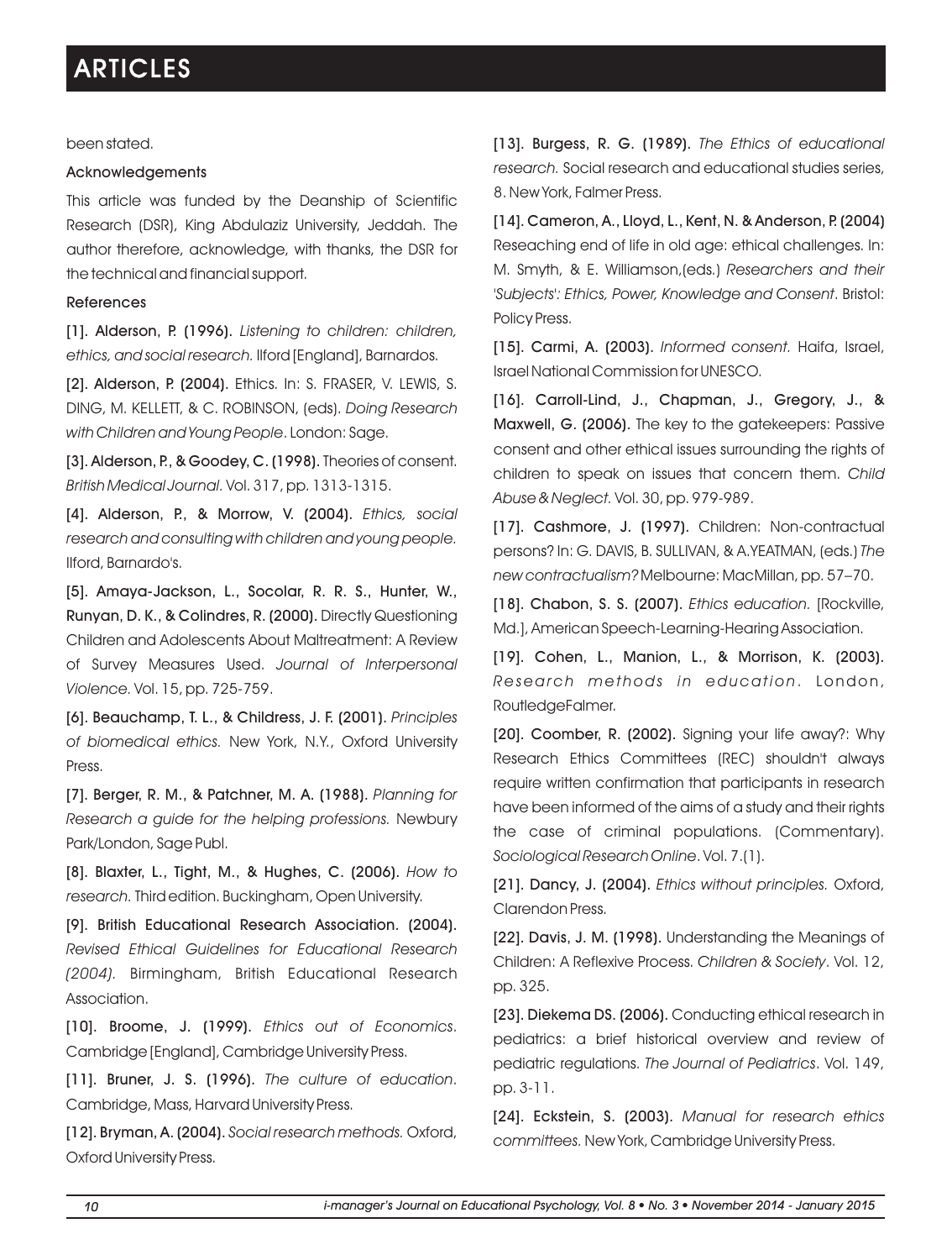been stated.

### Acknowledgements

This article was funded by the Deanship of Scientific Research (DSR), King Abdulaziz University, Jeddah. The author therefore, acknowledge, with thanks, the DSR for the technical and financial support.

### References

[1]. **Alderson, P. (1996).** *Listening to children: children, ethics, and social research.* Ilford [England], Barnardos.

[2]. **Alderson, P. (2004).** Ethics. In: S. FRASER, V. LEWIS, S. DING, M. KELLETT, & C. ROBINSON, (eds). *Doing Research with Children and Young People*. London: Sage.

[3]. **Alderson, P., & Goodey, C. (1998).** Theories of consent. *British Medical Journal*. Vol. 317, pp. 1313-1315.

[4]. **Alderson, P., & Morrow, V. (2004).** *Ethics, social research and consulting with children and young people.* Ilford, Barnardo's.

[5]. **Amaya-Jackson, L., Socolar, R. R. S., Hunter, W., Runyan, D. K., & Colindres, R. (2000).** Directly Questioning Children and Adolescents About Maltreatment: A Review of Survey Measures Used. *Journal of Interpersonal Violence*. Vol. 15, pp. 725-759.

[6]. **Beauchamp, T. L., & Childress, J. F. (2001).** *Principles of biomedical ethics.* New York, N.Y., Oxford University Press.

[7]. **Berger, R. M., & Patchner, M. A. (1988).** *Planning for Research a guide for the helping professions.* Newbury Park/London, Sage Publ.

[8]. **Blaxter, L., Tight, M., & Hughes, C. (2006).** *How to research.* Third edition. Buckingham, Open University.

[9]. **British Educational Research Association. (2004).** *Revised Ethical Guidelines for Educational Research (2004).* Birmingham, British Educational Research Association.

[10]. **Broome, J. (1999).** *Ethics out of Economics*. Cambridge [England], Cambridge University Press.

[11]. **Bruner, J. S. (1996).** *The culture of education*. Cambridge, Mass, Harvard University Press.

[12]. **Bryman, A. (2004).** *Social research methods.* Oxford, Oxford University Press.

[13]. **Burgess, R. G. (1989).** *The Ethics of educational research.* Social research and educational studies series, 8. New York, Falmer Press.

[14]. **Cameron, A., Lloyd, L., Kent, N. & Anderson, P. (2004)** Reseaching end of life in old age: ethical challenges. In: M. Smyth, & E. Williamson,(eds.) *Researchers and their 'Subjects': Ethics, Power, Knowledge and Consent*. Bristol: Policy Press.

[15]. **Carmi, A. (2003).** *Informed consent.* Haifa, Israel, Israel National Commission for UNESCO.

[16]. **Carroll-Lind, J., Chapman, J., Gregory, J., & Maxwell, G. (2006).** The key to the gatekeepers: Passive consent and other ethical issues surrounding the rights of children to speak on issues that concern them. *Child Abuse & Neglect.* Vol. 30, pp. 979-989.

[17]. **Cashmore, J. (1997).** Children: Non-contractual persons? In: G. DAVIS, B. SULLIVAN, & A.YEATMAN, (eds.) *The new contractualism?* Melbourne: MacMillan, pp. 57–70.

[18]. **Chabon, S. S. (2007).** *Ethics education.* [Rockville, Md.], American Speech-Learning-Hearing Association.

[19]. **Cohen, L., Manion, L., & Morrison, K. (2003).** *Research methods in education*. London, RoutledgeFalmer.

[20]. **Coomber, R. (2002).** Signing your life away?: Why Research Ethics Committees (REC) shouldn't always require written confirmation that participants in research have been informed of the aims of a study and their rights the case of criminal populations. (Commentary). *Sociological Research Online*. Vol. 7.(1).

[21]. **Dancy, J. (2004).** *Ethics without principles.* Oxford, Clarendon Press.

[22]. **Davis, J. M. (1998).** Understanding the Meanings of Children: A Reflexive Process. *Children & Society*. Vol. 12, pp. 325.

[23]. **Diekema DS. (2006).** Conducting ethical research in pediatrics: a brief historical overview and review of pediatric regulations. *The Journal of Pediatrics*. Vol. 149, pp. 3-11.

[24]. **Eckstein, S. (2003).** *Manual for research ethics committees.* New York, Cambridge University Press.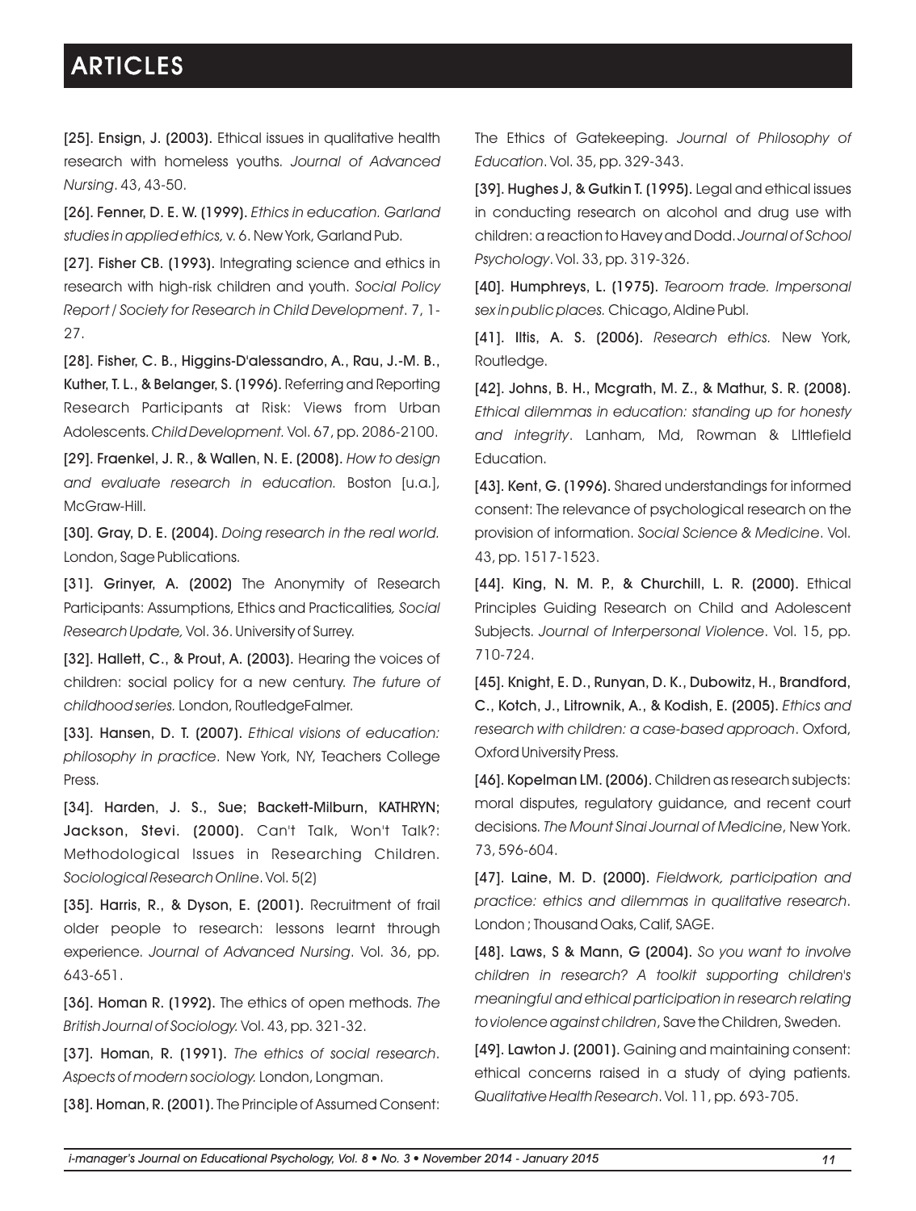**[25]. Ensign, J. (2003).** Ethical issues in qualitative health research with homeless youths. *Journal of Advanced Nursing*. 43, 43-50.

**[26]. Fenner, D. E. W. (1999).** *Ethics in education. Garland studies in applied ethics,* v. 6. New York, Garland Pub.

**[27]. Fisher CB. (1993).** Integrating science and ethics in research with high-risk children and youth. *Social Policy Report / Society for Research in Child Development*. 7, 1-27.

**[28]. Fisher, C. B., Higgins-D'alessandro, A., Rau, J.-M. B., Kuther, T. L., & Belanger, S. (1996).** Referring and Reporting Research Participants at Risk: Views from Urban Adolescents. *Child Development.* Vol. 67, pp. 2086-2100.

**[29]. Fraenkel, J. R., & Wallen, N. E. (2008).** *How to design and evaluate research in education.* Boston [u.a.], McGraw-Hill.

**[30]. Gray, D. E. (2004).** *Doing research in the real world.* London, Sage Publications.

**[31]. Grinyer, A. (2002)** The Anonymity of Research Participants: Assumptions, Ethics and Practicalities*, Social Research Update,* Vol. 36. University of Surrey.

**[32]. Hallett, C., & Prout, A. (2003).** Hearing the voices of children: social policy for a new century. *The future of childhood series.* London, RoutledgeFalmer.

**[33]. Hansen, D. T. (2007).** *Ethical visions of education: philosophy in practice*. New York, NY, Teachers College Press.

**[34]. Harden, J. S., Sue; Backett-Milburn, KATHRYN; Jackson, Stevi. (2000).** Can't Talk, Won't Talk?: Methodological Issues in Researching Children. *Sociological Research Online*. Vol. 5(2)

**[35]. Harris, R., & Dyson, E. (2001).** Recruitment of frail older people to research: lessons learnt through experience. *Journal of Advanced Nursing*. Vol. 36, pp. 643-651.

**[36]. Homan R. (1992).** The ethics of open methods. *The British Journal of Sociology.* Vol. 43, pp. 321-32.

**[37]. Homan, R. (1991).** *The ethics of social research*. *Aspects of modern sociology.* London, Longman.

**[38]. Homan, R. (2001).** The Principle of Assumed Consent: The Ethics of Gatekeeping. *Journal of Philosophy of Education*. Vol. 35, pp. 329-343.

**[39]. Hughes J, & Gutkin T. (1995).** Legal and ethical issues in conducting research on alcohol and drug use with children: a reaction to Havey and Dodd. *Journal of School Psychology*. Vol. 33, pp. 319-326.

**[40]. Humphreys, L. (1975).** *Tearoom trade. Impersonal sex in public places.* Chicago, Aldine Publ.

**[41]. Iltis, A. S. (2006).** *Research ethics.* New York, Routledge.

**[42]. Johns, B. H., Mcgrath, M. Z., & Mathur, S. R. (2008).** *Ethical dilemmas in education: standing up for honesty and integrity*. Lanham, Md, Rowman & LIttlefield Education.

**[43]. Kent, G. (1996).** Shared understandings for informed consent: The relevance of psychological research on the provision of information. *Social Science & Medicine*. Vol. 43, pp. 1517-1523.

**[44]. King, N. M. P., & Churchill, L. R. (2000).** Ethical Principles Guiding Research on Child and Adolescent Subjects. *Journal of Interpersonal Violence*. Vol. 15, pp. 710-724.

**[45]. Knight, E. D., Runyan, D. K., Dubowitz, H., Brandford, C., Kotch, J., Litrownik, A., & Kodish, E. (2005).** *Ethics and research with children: a case-based approach*. Oxford, Oxford University Press.

**[46]. Kopelman LM. (2006).** Children as research subjects: moral disputes, regulatory guidance, and recent court decisions. *The Mount Sinai Journal of Medicine*, New York. 73, 596-604.

**[47]. Laine, M. D. (2000).** *Fieldwork, participation and practice: ethics and dilemmas in qualitative research*. London ; Thousand Oaks, Calif, SAGE.

**[48]. Laws, S & Mann, G (2004).** *So you want to involve children in research? A toolkit supporting children's meaningful and ethical participation in research relating to violence against children*, Save the Children, Sweden.

**[49]. Lawton J. (2001).** Gaining and maintaining consent: ethical concerns raised in a study of dying patients. *Qualitative Health Research*. Vol. 11, pp. 693-705.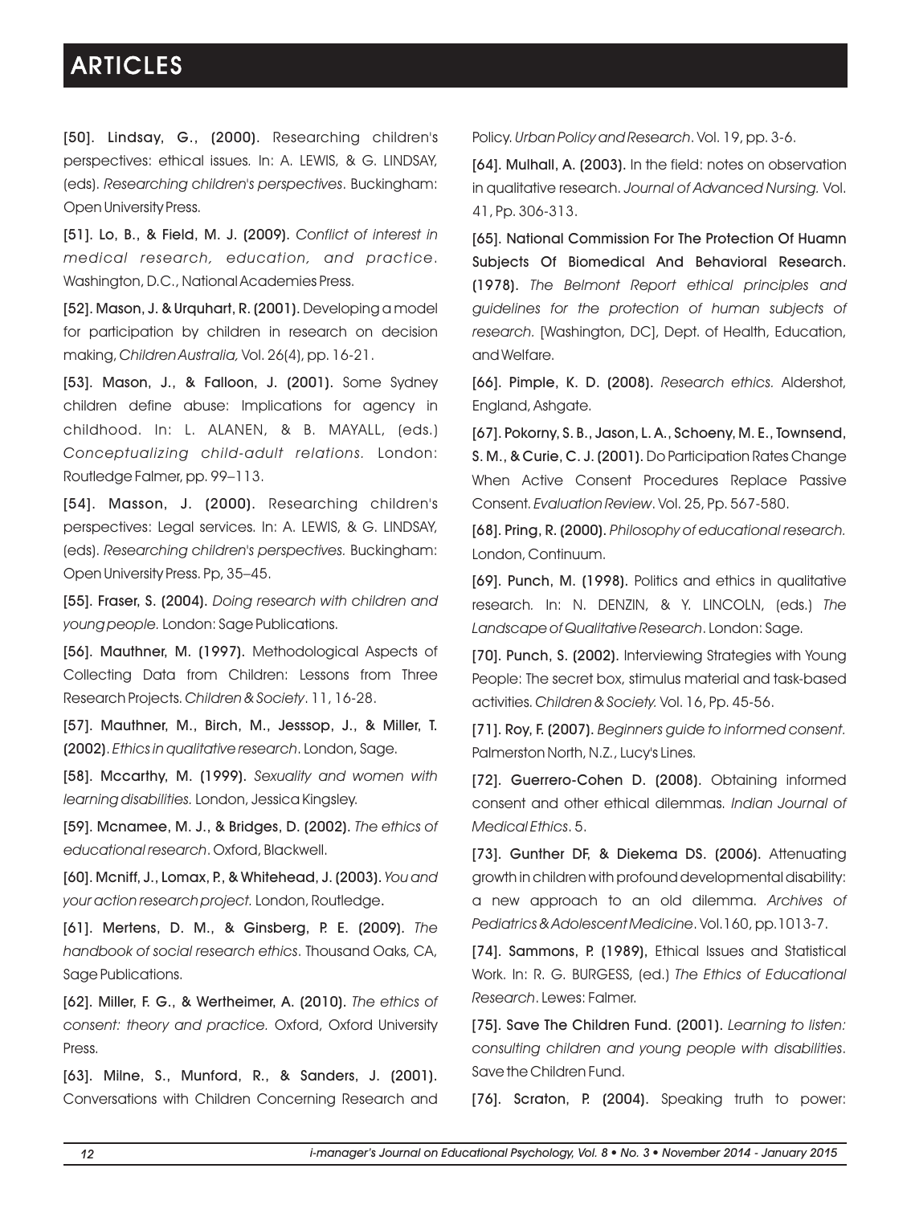[50]. **Lindsay, G., (2000).** Researching children's perspectives: ethical issues. In: A. LEWIS, & G. LINDSAY, (eds). *Researching children's perspectives*. Buckingham: Open University Press.

[51]. **Lo, B., & Field, M. J. (2009).** *Conflict of interest in medical research, education, and practice*. Washington, D.C., National Academies Press.

[52]. **Mason, J. & Urquhart, R. (2001).** Developing a model for participation by children in research on decision making, *Children Australia,* Vol. 26(4), pp. 16-21.

[53]. **Mason, J., & Falloon, J. (2001).** Some Sydney children define abuse: Implications for agency in childhood. In: L. ALANEN, & B. MAYALL, (eds.) *Conceptualizing child-adult relations.* London: Routledge Falmer, pp. 99–113.

[54]. **Masson, J. (2000).** Researching children's perspectives: Legal services. In: A. LEWIS, & G. LINDSAY, (eds). *Researching children's perspectives.* Buckingham: Open University Press. Pp, 35–45.

[55]. **Fraser, S. (2004).** *Doing research with children and young people.* London: Sage Publications.

[56]. **Mauthner, M. (1997).** Methodological Aspects of Collecting Data from Children: Lessons from Three Research Projects. *Children & Society*. 11, 16-28.

[57]. **Mauthner, M., Birch, M., Jesssop, J., & Miller, T. (2002)**. *Ethics in qualitative research*. London, Sage.

[58]. **Mccarthy, M. (1999).** *Sexuality and women with learning disabilities.* London, Jessica Kingsley.

[59]. **Mcnamee, M. J., & Bridges, D. (2002).** *The ethics of educational research*. Oxford, Blackwell.

[60]. **Mcniff, J., Lomax, P., & Whitehead, J. (2003).** *You and your action research project.* London, Routledge.

[61]. **Mertens, D. M., & Ginsberg, P. E. (2009).** *The handbook of social research ethics*. Thousand Oaks, CA, Sage Publications.

[62]. **Miller, F. G., & Wertheimer, A. (2010).** *The ethics of consent: theory and practice.* Oxford, Oxford University Press.

[63]. **Milne, S., Munford, R., & Sanders, J. (2001).** Conversations with Children Concerning Research and Policy. *Urban Policy and Research*. Vol. 19, pp. 3-6.

[64]. **Mulhall, A. (2003).** In the field: notes on observation in qualitative research. *Journal of Advanced Nursing.* Vol. 41, Pp. 306-313.

[65]. **National Commission For The Protection Of Huamn Subjects Of Biomedical And Behavioral Research. (1978).** *The Belmont Report ethical principles and guidelines for the protection of human subjects of research.* [Washington, DC], Dept. of Health, Education, and Welfare.

[66]. **Pimple, K. D. (2008).** *Research ethics.* Aldershot, England, Ashgate.

[67]. **Pokorny, S. B., Jason, L. A., Schoeny, M. E., Townsend, S. M., & Curie, C. J. (2001).** Do Participation Rates Change When Active Consent Procedures Replace Passive Consent. *Evaluation Review*. Vol. 25, Pp. 567-580.

[68]. **Pring, R. (2000).** *Philosophy of educational research.* London, Continuum.

[69]. **Punch, M. (1998).** Politics and ethics in qualitative research. In: N. DENZIN, & Y. LINCOLN, (eds.) *The Landscape of Qualitative Research*. London: Sage.

[70]. **Punch, S. (2002).** Interviewing Strategies with Young People: The secret box, stimulus material and task-based activities. *Children & Society.* Vol. 16, Pp. 45-56.

[71]. **Roy, F. (2007).** *Beginners guide to informed consent.* Palmerston North, N.Z., Lucy's Lines.

[72]. **Guerrero-Cohen D. (2008).** Obtaining informed consent and other ethical dilemmas. *Indian Journal of Medical Ethics*. 5.

[73]. **Gunther DF, & Diekema DS. (2006).** Attenuating growth in children with profound developmental disability: a new approach to an old dilemma. *Archives of Pediatrics & Adolescent Medicine*. Vol.160, pp.1013-7.

[74]. **Sammons, P. (1989),** Ethical Issues and Statistical Work. In: R. G. BURGESS, (ed.) *The Ethics of Educational Research*. Lewes: Falmer.

[75]. **Save The Children Fund. (2001).** *Learning to listen: consulting children and young people with disabilities*. Save the Children Fund.

[76]. **Scraton, P. (2004).** Speaking truth to power: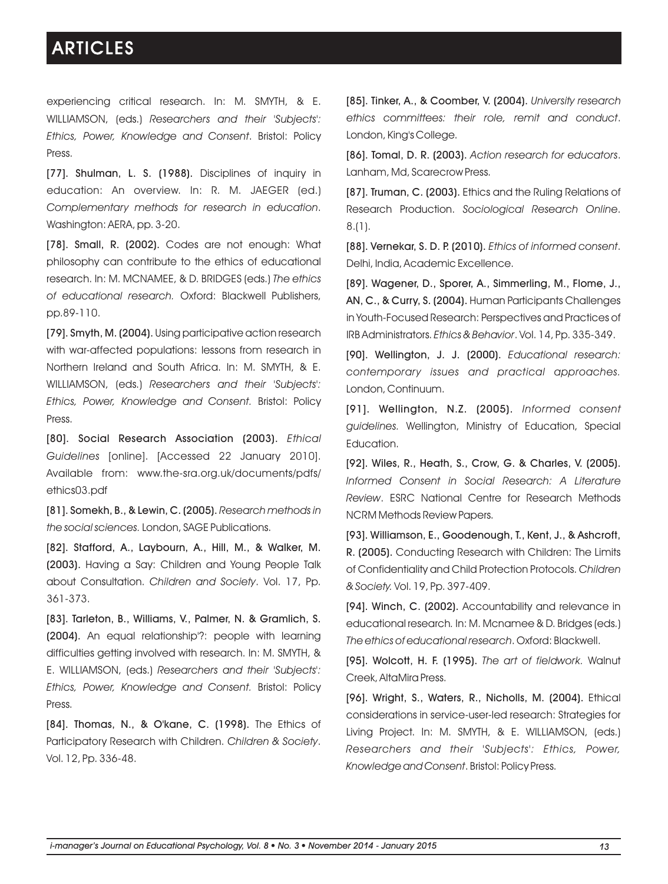experiencing critical research. In: M. SMYTH, & E. WILLIAMSON, (eds.) *Researchers and their 'Subjects': Ethics, Power, Knowledge and Consent*. Bristol: Policy Press.

**[77]. Shulman, L. S. (1988).** Disciplines of inquiry in education: An overview. In: R. M. JAEGER (ed.) *Complementary methods for research in education*. Washington: AERA, pp. 3-20.

**[78]. Small, R. (2002).** Codes are not enough: What philosophy can contribute to the ethics of educational research. In: M. MCNAMEE, & D. BRIDGES (eds.) *The ethics of educational research.* Oxford: Blackwell Publishers, pp.89-110.

**[79]. Smyth, M. (2004).** Using participative action research with war-affected populations: lessons from research in Northern Ireland and South Africa. In: M. SMYTH, & E. WILLIAMSON, (eds.) *Researchers and their 'Subjects': Ethics, Power, Knowledge and Consent.* Bristol: Policy Press.

**[80]. Social Research Association (2003).** *Ethical Guidelines* [online]. [Accessed 22 January 2010]. Available from: www.the-sra.org.uk/documents/pdfs/ethics03.pdf

**[81]. Somekh, B., & Lewin, C. (2005).** *Research methods in the social sciences.* London, SAGE Publications.

**[82]. Stafford, A., Laybourn, A., Hill, M., & Walker, M. (2003).** Having a Say: Children and Young People Talk about Consultation. *Children and Society*. Vol. 17, Pp. 361-373.

**[83]. Tarleton, B., Williams, V., Palmer, N. & Gramlich, S. (2004).** An equal relationship'?: people with learning difficulties getting involved with research. In: M. SMYTH, & E. WILLIAMSON, (eds.) *Researchers and their 'Subjects': Ethics, Power, Knowledge and Consent.* Bristol: Policy Press.

**[84]. Thomas, N., & O'kane, C. (1998).** The Ethics of Participatory Research with Children. *Children & Society*. Vol. 12, Pp. 336-48.

**[85]. Tinker, A., & Coomber, V. (2004).** *University research ethics committees: their role, remit and conduct*. London, King's College.

**[86]. Tomal, D. R. (2003).** *Action research for educators*. Lanham, Md, Scarecrow Press.

**[87]. Truman, C. (2003).** Ethics and the Ruling Relations of Research Production. *Sociological Research Online*. 8.(1).

**[88]. Vernekar, S. D. P. (2010).** *Ethics of informed consent*. Delhi, India, Academic Excellence.

**[89]. Wagener, D., Sporer, A., Simmerling, M., Flome, J., AN, C., & Curry, S. (2004).** Human Participants Challenges in Youth-Focused Research: Perspectives and Practices of IRB Administrators. *Ethics & Behavior*. Vol. 14, Pp. 335-349.

**[90]. Wellington, J. J. (2000).** *Educational research: contemporary issues and practical approaches.* London, Continuum.

**[91]. Wellington, N.Z. (2005).** *Informed consent guidelines.* Wellington, Ministry of Education, Special Education.

**[92]. Wiles, R., Heath, S., Crow, G. & Charles, V. (2005).** *Informed Consent in Social Research: A Literature Review*. ESRC National Centre for Research Methods NCRM Methods Review Papers.

**[93]. Williamson, E., Goodenough, T., Kent, J., & Ashcroft, R. (2005).** Conducting Research with Children: The Limits of Confidentiality and Child Protection Protocols. *Children & Society.* Vol. 19, Pp. 397-409.

**[94]. Winch, C. (2002).** Accountability and relevance in educational research. In: M. Mcnamee & D. Bridges (eds.) *The ethics of educational research*. Oxford: Blackwell.

**[95]. Wolcott, H. F. (1995).** *The art of fieldwork.* Walnut Creek, AltaMira Press.

**[96]. Wright, S., Waters, R., Nicholls, M. (2004).** Ethical considerations in service-user-led research: Strategies for Living Project. In: M. SMYTH, & E. WILLIAMSON, (eds.) *Researchers and their 'Subjects': Ethics, Power, Knowledge and Consent*. Bristol: Policy Press.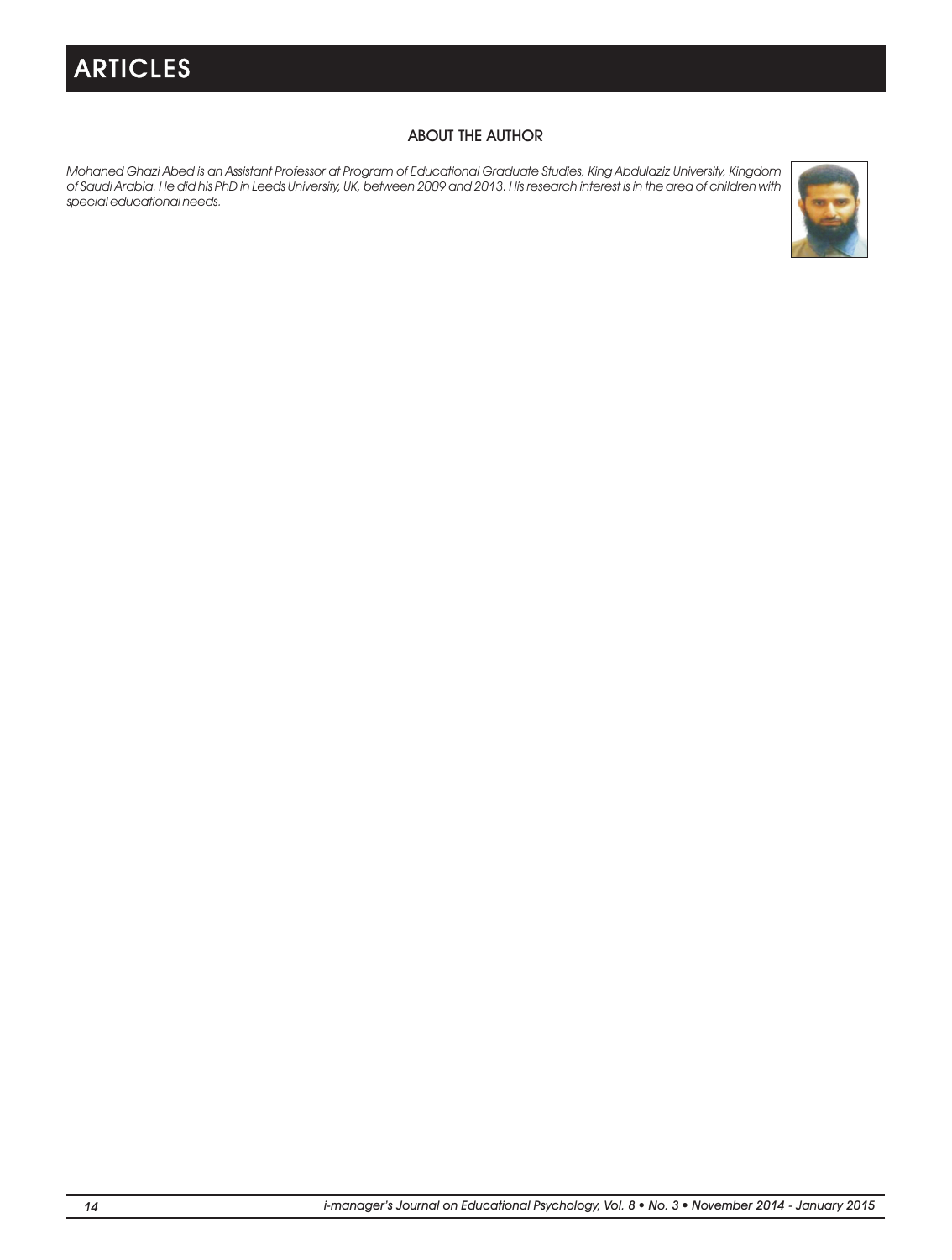## ABOUT THE AUTHOR

*Mohaned Ghazi Abed is an Assistant Professor at Program of Educational Graduate Studies, King Abdulaziz University, Kingdom of Saudi Arabia. He did his PhD in Leeds University, UK, between 2009 and 2013. His research interest is in the area of children with special educational needs.*